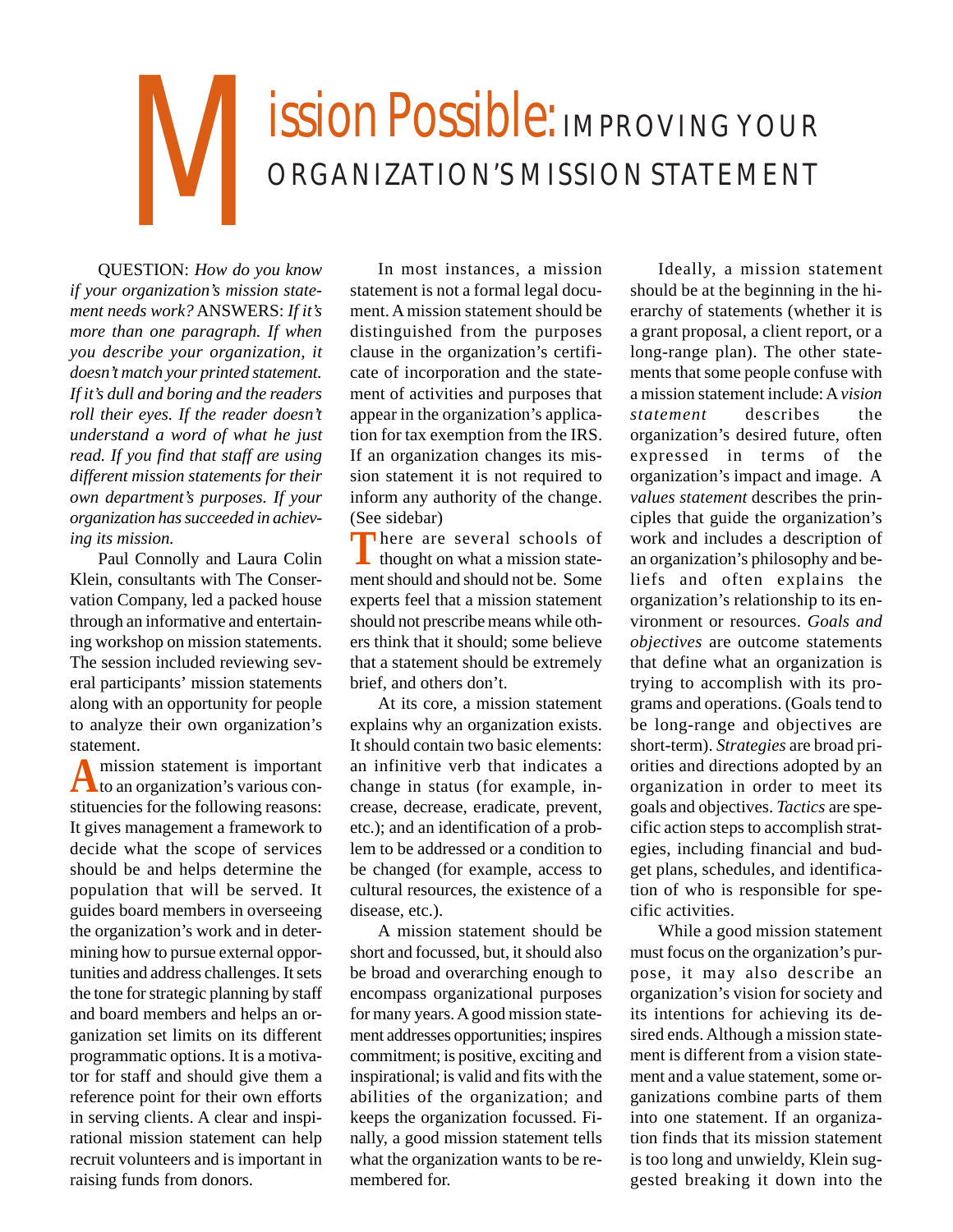# Mission Possible: IMPROVING YOUR ORGANIZATION'S MISSION STATEMENT

QUESTION: *How do you know if your organization's mission statement needs work?* ANSWERS: *If it's more than one paragraph. If when you describe your organization, it doesn't match your printed statement. If it's dull and boring and the readers roll their eyes. If the reader doesn't understand a word of what he just read. If you find that staff are using different mission statements for their own department's purposes. If your organization has succeeded in achieving its mission.*

Paul Connolly and Laura Colin Klein, consultants with The Conservation Company, led a packed house through an informative and entertaining workshop on mission statements. The session included reviewing several participants' mission statements along with an opportunity for people to analyze their own organization's statement.

A mission statement is important to an organization's various constituencies for the following reasons: It gives management a framework to decide what the scope of services should be and helps determine the population that will be served. It guides board members in overseeing the organization's work and in determining how to pursue external opportunities and address challenges. It sets the tone for strategic planning by staff and board members and helps an organization set limits on its different programmatic options. It is a motivator for staff and should give them a reference point for their own efforts in serving clients. A clear and inspirational mission statement can help recruit volunteers and is important in raising funds from donors.

In most instances, a mission statement is not a formal legal document. A mission statement should be distinguished from the purposes clause in the organization's certificate of incorporation and the statement of activities and purposes that appear in the organization's application for tax exemption from the IRS. If an organization changes its mission statement it is not required to inform any authority of the change. (See sidebar)

There are several schools of thought on what a mission statement should and should not be. Some experts feel that a mission statement should not prescribe means while others think that it should; some believe that a statement should be extremely brief, and others don't.

At its core, a mission statement explains why an organization exists. It should contain two basic elements: an infinitive verb that indicates a change in status (for example, increase, decrease, eradicate, prevent, etc.); and an identification of a problem to be addressed or a condition to be changed (for example, access to cultural resources, the existence of a disease, etc.).

A mission statement should be short and focussed, but, it should also be broad and overarching enough to encompass organizational purposes for many years. A good mission statement addresses opportunities; inspires commitment; is positive, exciting and inspirational; is valid and fits with the abilities of the organization; and keeps the organization focussed. Finally, a good mission statement tells what the organization wants to be remembered for.

Ideally, a mission statement should be at the beginning in the hierarchy of statements (whether it is a grant proposal, a client report, or a long-range plan). The other statements that some people confuse with a mission statement include: A *vision statement* describes the organization's desired future, often expressed in terms of the organization's impact and image. A *values statement* describes the principles that guide the organization's work and includes a description of an organization's philosophy and beliefs and often explains the organization's relationship to its environment or resources. *Goals and objectives* are outcome statements that define what an organization is trying to accomplish with its programs and operations. (Goals tend to be long-range and objectives are short-term). *Strategies* are broad priorities and directions adopted by an organization in order to meet its goals and objectives. *Tactics* are specific action steps to accomplish strategies, including financial and budget plans, schedules, and identification of who is responsible for specific activities.

While a good mission statement must focus on the organization's purpose, it may also describe an organization's vision for society and its intentions for achieving its desired ends. Although a mission statement is different from a vision statement and a value statement, some organizations combine parts of them into one statement. If an organization finds that its mission statement is too long and unwieldy, Klein suggested breaking it down into the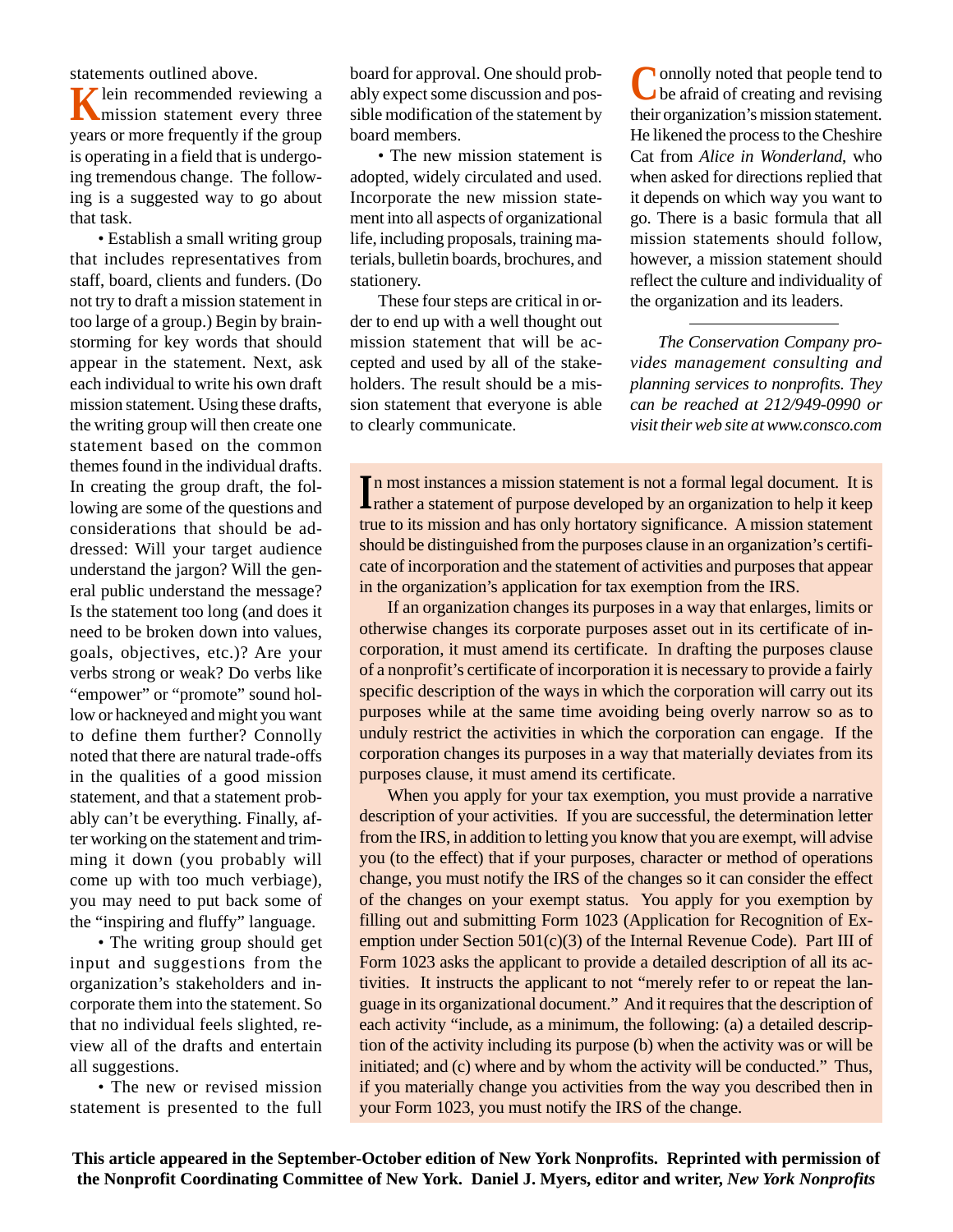statements outlined above.

Klein recommended reviewing a mission statement every three years or more frequently if the group is operating in a field that is undergoing tremendous change. The following is a suggested way to go about that task.

• Establish a small writing group that includes representatives from staff, board, clients and funders. (Do not try to draft a mission statement in too large of a group.) Begin by brainstorming for key words that should appear in the statement. Next, ask each individual to write his own draft mission statement. Using these drafts, the writing group will then create one statement based on the common themes found in the individual drafts. In creating the group draft, the following are some of the questions and considerations that should be addressed: Will your target audience understand the jargon? Will the general public understand the message? Is the statement too long (and does it need to be broken down into values, goals, objectives, etc.)? Are your verbs strong or weak? Do verbs like "empower" or "promote" sound hollow or hackneyed and might you want to define them further? Connolly noted that there are natural trade-offs in the qualities of a good mission statement, and that a statement probably can't be everything. Finally, after working on the statement and trimming it down (you probably will come up with too much verbiage), you may need to put back some of the "inspiring and fluffy" language.

• The writing group should get input and suggestions from the organization's stakeholders and incorporate them into the statement. So that no individual feels slighted, review all of the drafts and entertain all suggestions.

• The new or revised mission statement is presented to the full board for approval. One should probably expect some discussion and possible modification of the statement by board members.

• The new mission statement is adopted, widely circulated and used. Incorporate the new mission statement into all aspects of organizational life, including proposals, training materials, bulletin boards, brochures, and stationery.

These four steps are critical in order to end up with a well thought out mission statement that will be accepted and used by all of the stakeholders. The result should be a mission statement that everyone is able to clearly communicate.

Connolly noted that people tend to be afraid of creating and revising their organization's mission statement. He likened the process to the Cheshire Cat from *Alice in Wonderland*, who when asked for directions replied that it depends on which way you want to go. There is a basic formula that all mission statements should follow, however, a mission statement should reflect the culture and individuality of the organization and its leaders.

---

*The Conservation Company provides management consulting and planning services to nonprofits. They can be reached at 212/949-0990 or visit their web site at www.consco.com*

In most instances a mission statement is not a formal legal document. It is rather a statement of purpose developed by an organization to help it keep true to its mission and has only hortatory significance. A mission statement should be distinguished from the purposes clause in an organization's certificate of incorporation and the statement of activities and purposes that appear in the organization's application for tax exemption from the IRS.

If an organization changes its purposes in a way that enlarges, limits or otherwise changes its corporate purposes asset out in its certificate of incorporation, it must amend its certificate. In drafting the purposes clause of a nonprofit's certificate of incorporation it is necessary to provide a fairly specific description of the ways in which the corporation will carry out its purposes while at the same time avoiding being overly narrow so as to unduly restrict the activities in which the corporation can engage. If the corporation changes its purposes in a way that materially deviates from its purposes clause, it must amend its certificate.

When you apply for your tax exemption, you must provide a narrative description of your activities. If you are successful, the determination letter from the IRS, in addition to letting you know that you are exempt, will advise you (to the effect) that if your purposes, character or method of operations change, you must notify the IRS of the changes so it can consider the effect of the changes on your exempt status. You apply for you exemption by filling out and submitting Form 1023 (Application for Recognition of Exemption under Section 501(c)(3) of the Internal Revenue Code). Part III of Form 1023 asks the applicant to provide a detailed description of all its activities. It instructs the applicant to not "merely refer to or repeat the language in its organizational document." And it requires that the description of each activity "include, as a minimum, the following: (a) a detailed description of the activity including its purpose (b) when the activity was or will be initiated; and (c) where and by whom the activity will be conducted." Thus, if you materially change you activities from the way you described then in your Form 1023, you must notify the IRS of the change.

**This article appeared in the September-October edition of New York Nonprofits. Reprinted with permission of the Nonprofit Coordinating Committee of New York. Daniel J. Myers, editor and writer, *New York Nonprofits***